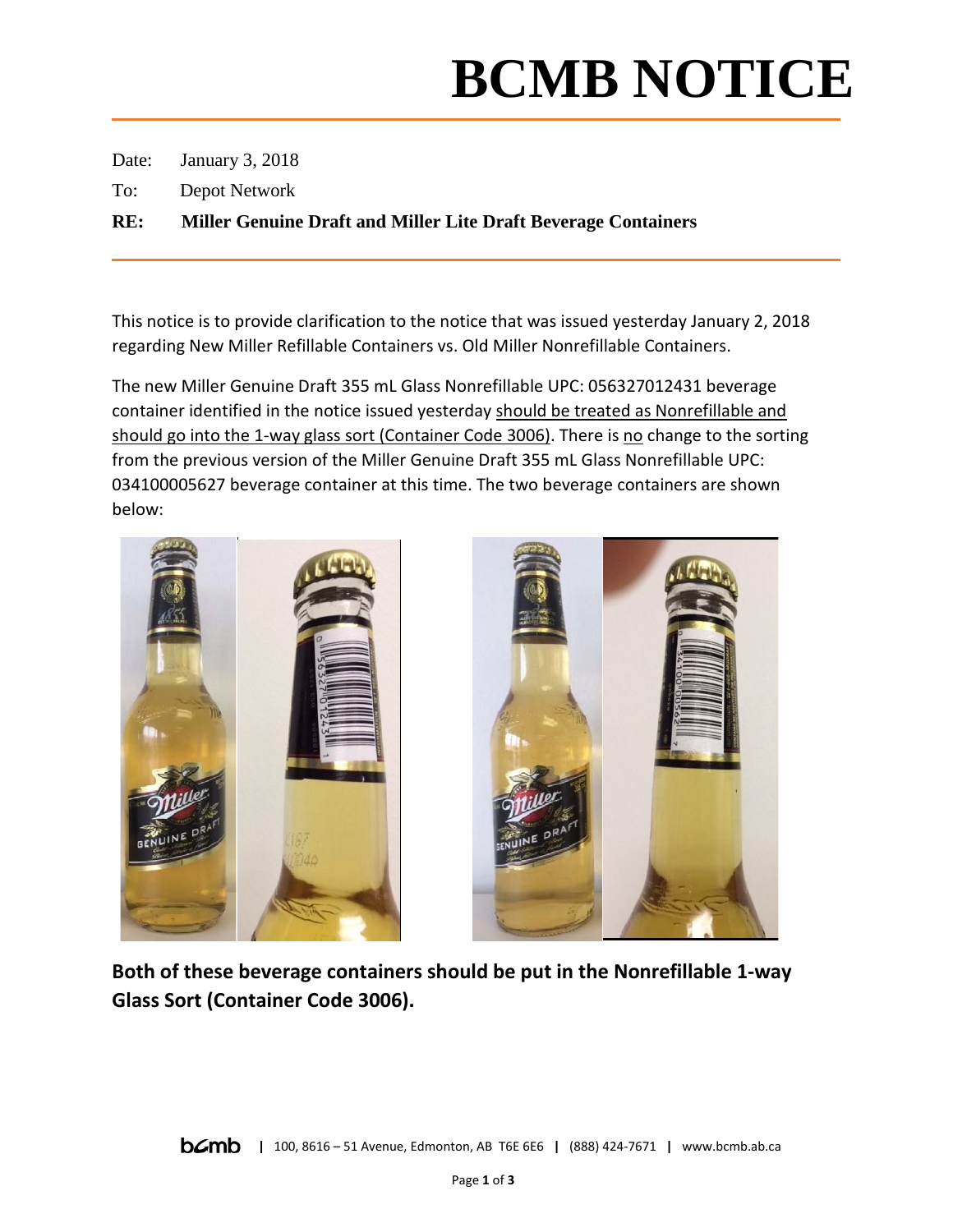# BCMB NOTICE

Date: January 3, 2018

To: Depot Network

**RE: Miller Genuine Draft and Miller Lite Draft Beverage Containers**

This notice is to provide clarification to the notice that was issued yesterday January 2, 2018 regarding New Miller Refillable Containers vs. Old Miller Nonrefillable Containers.

The new Miller Genuine Draft 355 mL Glass Nonrefillable UPC: 056327012431 beverage container identified in the notice issued yesterday should be treated as Nonrefillable and should go into the 1-way glass sort (Container Code 3006). There is no change to the sorting from the previous version of the Miller Genuine Draft 355 mL Glass Nonrefillable UPC: 034100005627 beverage container at this time. The two beverage containers are shown below:

**Both of these beverage containers should be put in the Nonrefillable 1-way Glass Sort (Container Code 3006).**

bcmb | 100, 8616 – 51 Avenue, Edmonton, AB T6E 6E6 | (888) 424-7671 | www.bcmb.ab.ca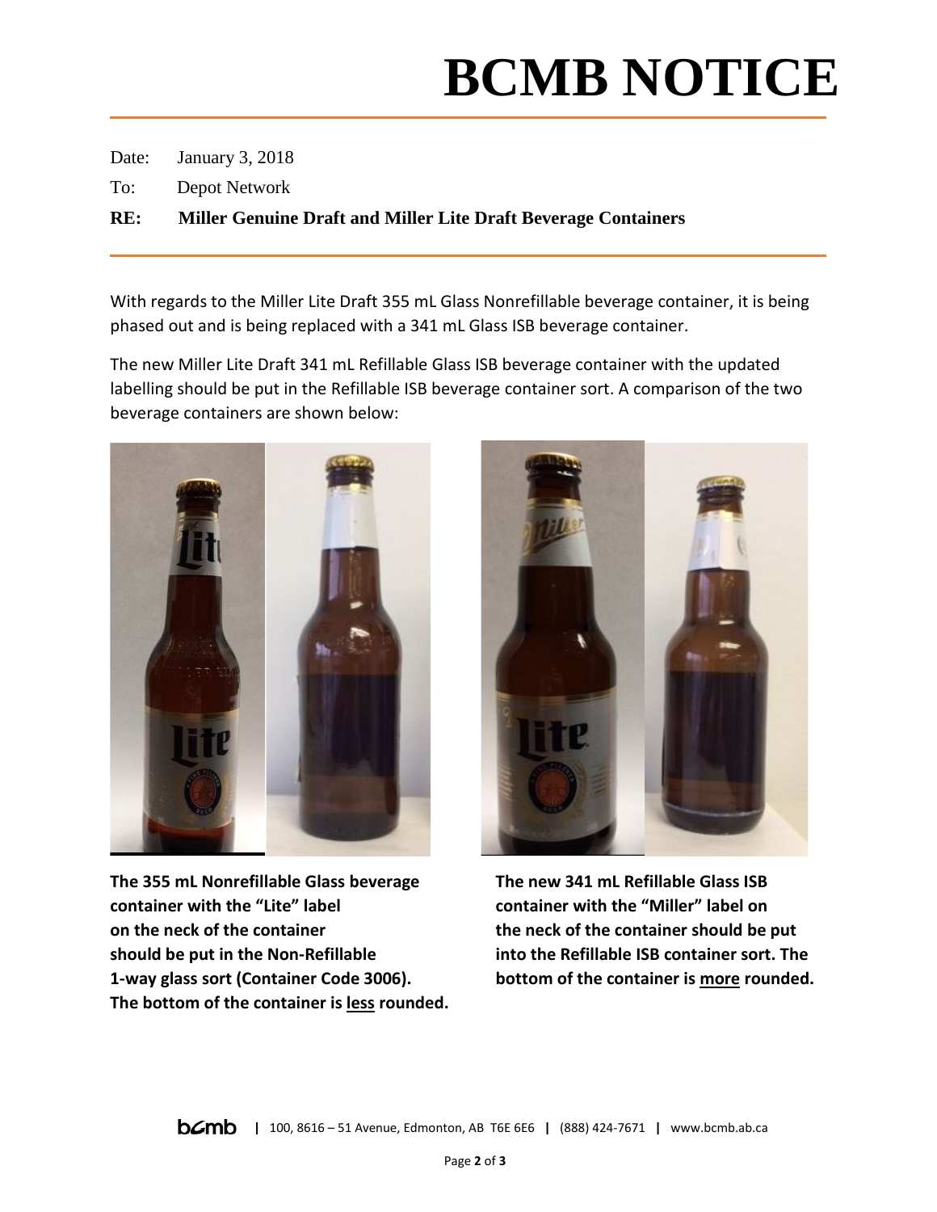# BCMB NOTICE

Date: January 3, 2018

To: Depot Network

**RE: Miller Genuine Draft and Miller Lite Draft Beverage Containers**

With regards to the Miller Lite Draft 355 mL Glass Nonrefillable beverage container, it is being phased out and is being replaced with a 341 mL Glass ISB beverage container.

The new Miller Lite Draft 341 mL Refillable Glass ISB beverage container with the updated labelling should be put in the Refillable ISB beverage container sort. A comparison of the two beverage containers are shown below:

**The 355 mL Nonrefillable Glass beverage container with the "Lite" label on the neck of the container should be put in the Non-Refillable 1-way glass sort (Container Code 3006). The bottom of the container is <u>less</u> rounded.**

**The new 341 mL Refillable Glass ISB container with the "Miller" label on the neck of the container should be put into the Refillable ISB container sort. The bottom of the container is <u>more</u> rounded.**

bcmb | 100, 8616 – 51 Avenue, Edmonton, AB T6E 6E6 | (888) 424-7671 | www.bcmb.ab.ca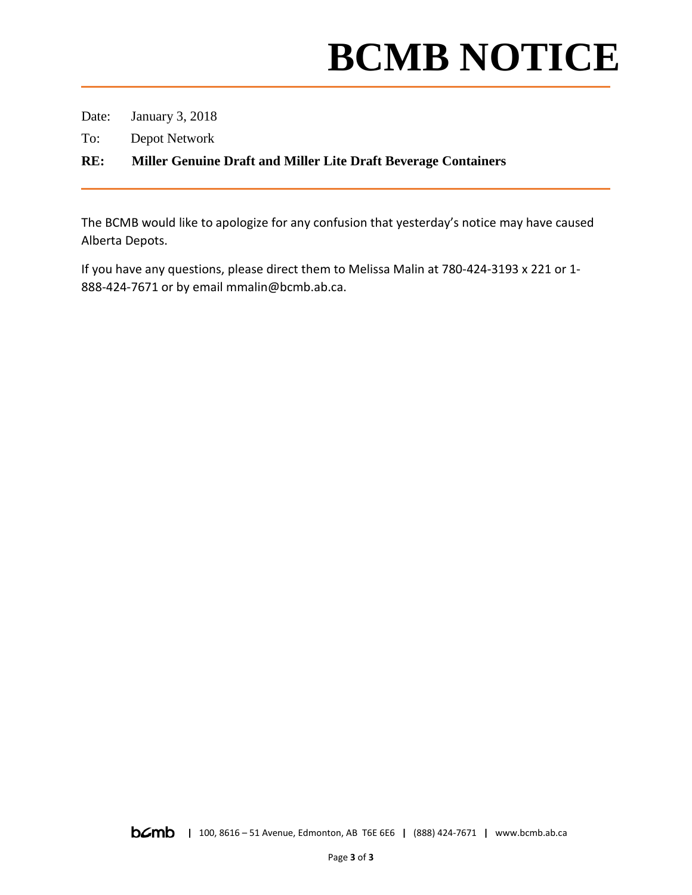# BCMB NOTICE

Date: January 3, 2018

To: Depot Network

**RE: Miller Genuine Draft and Miller Lite Draft Beverage Containers**

The BCMB would like to apologize for any confusion that yesterday's notice may have caused Alberta Depots.

If you have any questions, please direct them to Melissa Malin at 780-424-3193 x 221 or 1-888-424-7671 or by email mmalin@bcmb.ab.ca.

bcmb | 100, 8616 – 51 Avenue, Edmonton, AB T6E 6E6 | (888) 424-7671 | www.bcmb.ab.ca